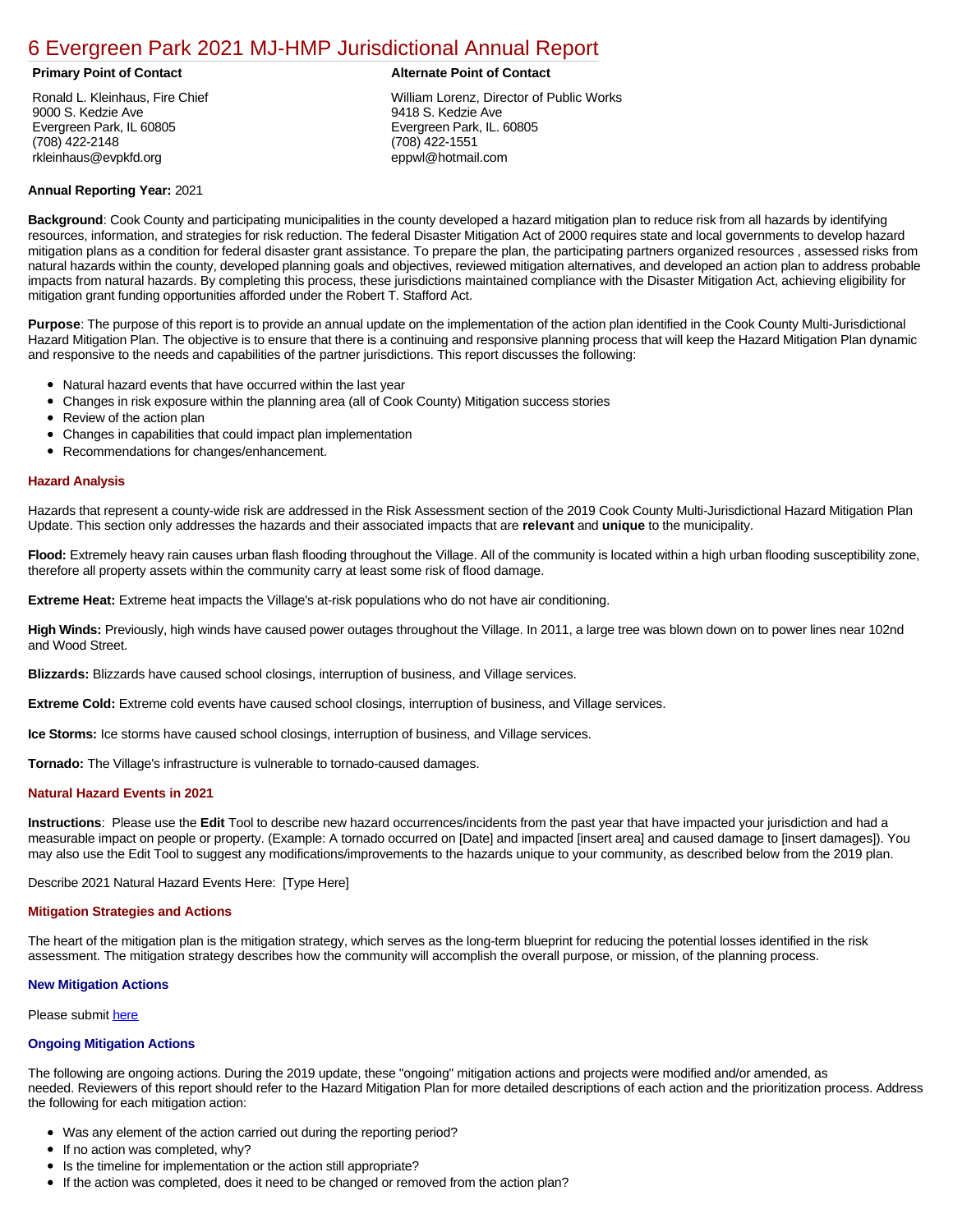# 6 Evergreen Park 2021 MJ-HMP Jurisdictional Annual Report

**Primary Point of Contact**

Ronald L. Kleinhaus, Fire Chief
9000 S. Kedzie Ave
Evergreen Park, IL 60805
(708) 422-2148
rkleinhaus@evpkfd.org

**Alternate Point of Contact**

William Lorenz, Director of Public Works
9418 S. Kedzie Ave
Evergreen Park, IL. 60805
(708) 422-1551
eppwl@hotmail.com

**Annual Reporting Year:** 2021

**Background**: Cook County and participating municipalities in the county developed a hazard mitigation plan to reduce risk from all hazards by identifying resources, information, and strategies for risk reduction. The federal Disaster Mitigation Act of 2000 requires state and local governments to develop hazard mitigation plans as a condition for federal disaster grant assistance. To prepare the plan, the participating partners organized resources , assessed risks from natural hazards within the county, developed planning goals and objectives, reviewed mitigation alternatives, and developed an action plan to address probable impacts from natural hazards. By completing this process, these jurisdictions maintained compliance with the Disaster Mitigation Act, achieving eligibility for mitigation grant funding opportunities afforded under the Robert T. Stafford Act.

**Purpose**: The purpose of this report is to provide an annual update on the implementation of the action plan identified in the Cook County Multi-Jurisdictional Hazard Mitigation Plan. The objective is to ensure that there is a continuing and responsive planning process that will keep the Hazard Mitigation Plan dynamic and responsive to the needs and capabilities of the partner jurisdictions. This report discusses the following:

- Natural hazard events that have occurred within the last year
- Changes in risk exposure within the planning area (all of Cook County) Mitigation success stories
- Review of the action plan
- Changes in capabilities that could impact plan implementation
- Recommendations for changes/enhancement.

### Hazard Analysis

Hazards that represent a county-wide risk are addressed in the Risk Assessment section of the 2019 Cook County Multi-Jurisdictional Hazard Mitigation Plan Update. This section only addresses the hazards and their associated impacts that are **relevant** and **unique** to the municipality.

**Flood:** Extremely heavy rain causes urban flash flooding throughout the Village. All of the community is located within a high urban flooding susceptibility zone, therefore all property assets within the community carry at least some risk of flood damage.

**Extreme Heat:** Extreme heat impacts the Village's at-risk populations who do not have air conditioning.

**High Winds:** Previously, high winds have caused power outages throughout the Village. In 2011, a large tree was blown down on to power lines near 102nd and Wood Street.

**Blizzards:** Blizzards have caused school closings, interruption of business, and Village services.

**Extreme Cold:** Extreme cold events have caused school closings, interruption of business, and Village services.

**Ice Storms:** Ice storms have caused school closings, interruption of business, and Village services.

**Tornado:** The Village's infrastructure is vulnerable to tornado-caused damages.

### Natural Hazard Events in 2021

**Instructions**: Please use the **Edit** Tool to describe new hazard occurrences/incidents from the past year that have impacted your jurisdiction and had a measurable impact on people or property. (Example: A tornado occurred on [Date] and impacted [insert area] and caused damage to [insert damages]). You may also use the Edit Tool to suggest any modifications/improvements to the hazards unique to your community, as described below from the 2019 plan.

Describe 2021 Natural Hazard Events Here: [Type Here]

### Mitigation Strategies and Actions

The heart of the mitigation plan is the mitigation strategy, which serves as the long-term blueprint for reducing the potential losses identified in the risk assessment. The mitigation strategy describes how the community will accomplish the overall purpose, or mission, of the planning process.

### New Mitigation Actions

Please submit here

### Ongoing Mitigation Actions

The following are ongoing actions. During the 2019 update, these "ongoing" mitigation actions and projects were modified and/or amended, as needed. Reviewers of this report should refer to the Hazard Mitigation Plan for more detailed descriptions of each action and the prioritization process. Address the following for each mitigation action:

- Was any element of the action carried out during the reporting period?
- If no action was completed, why?
- Is the timeline for implementation or the action still appropriate?
- If the action was completed, does it need to be changed or removed from the action plan?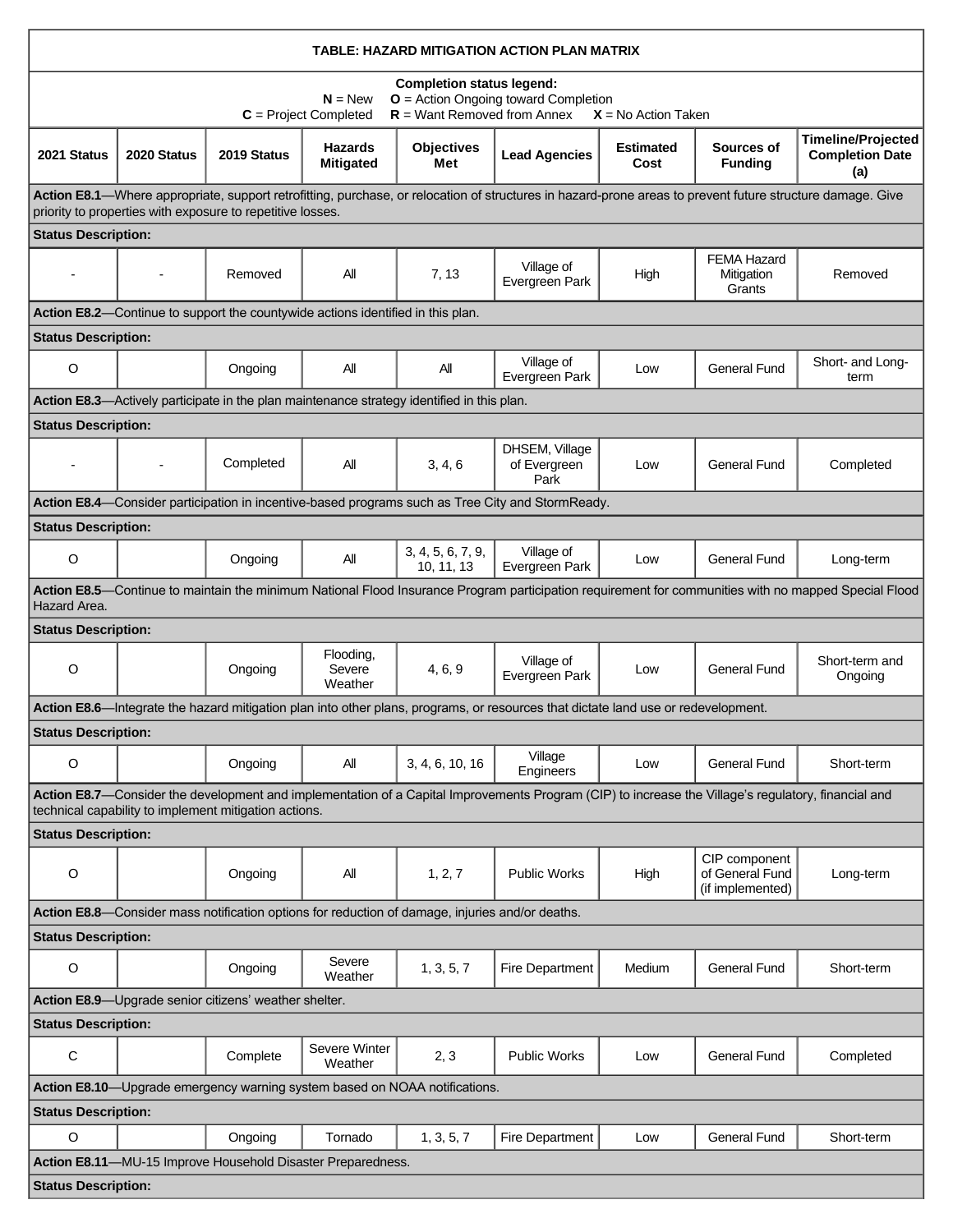**TABLE: HAZARD MITIGATION ACTION PLAN MATRIX**

**Completion status legend:**
**N** = New **O** = Action Ongoing toward Completion
**C** = Project Completed **R** = Want Removed from Annex **X** = No Action Taken

| 2021 Status | 2020 Status | 2019 Status | Hazards Mitigated | Objectives Met | Lead Agencies | Estimated Cost | Sources of Funding | Timeline/Projected Completion Date (a) |
|---|---|---|---|---|---|---|---|---|
| **Action E8.1**—Where appropriate, support retrofitting, purchase, or relocation of structures in hazard-prone areas to prevent future structure damage. Give priority to properties with exposure to repetitive losses. | | | | | | | | |
| **Status Description:** | | | | | | | | |
| - | - | Removed | All | 7, 13 | Village of Evergreen Park | High | FEMA Hazard Mitigation Grants | Removed |
| **Action E8.2**—Continue to support the countywide actions identified in this plan. | | | | | | | | |
| **Status Description:** | | | | | | | | |
| O | | Ongoing | All | All | Village of Evergreen Park | Low | General Fund | Short- and Long-term |
| **Action E8.3**—Actively participate in the plan maintenance strategy identified in this plan. | | | | | | | | |
| **Status Description:** | | | | | | | | |
| - | - | Completed | All | 3, 4, 6 | DHSEM, Village of Evergreen Park | Low | General Fund | Completed |
| **Action E8.4**—Consider participation in incentive-based programs such as Tree City and StormReady. | | | | | | | | |
| **Status Description:** | | | | | | | | |
| O | | Ongoing | All | 3, 4, 5, 6, 7, 9, 10, 11, 13 | Village of Evergreen Park | Low | General Fund | Long-term |
| **Action E8.5**—Continue to maintain the minimum National Flood Insurance Program participation requirement for communities with no mapped Special Flood Hazard Area. | | | | | | | | |
| **Status Description:** | | | | | | | | |
| O | | Ongoing | Flooding, Severe Weather | 4, 6, 9 | Village of Evergreen Park | Low | General Fund | Short-term and Ongoing |
| **Action E8.6**—Integrate the hazard mitigation plan into other plans, programs, or resources that dictate land use or redevelopment. | | | | | | | | |
| **Status Description:** | | | | | | | | |
| O | | Ongoing | All | 3, 4, 6, 10, 16 | Village Engineers | Low | General Fund | Short-term |
| **Action E8.7**—Consider the development and implementation of a Capital Improvements Program (CIP) to increase the Village's regulatory, financial and technical capability to implement mitigation actions. | | | | | | | | |
| **Status Description:** | | | | | | | | |
| O | | Ongoing | All | 1, 2, 7 | Public Works | High | CIP component of General Fund (if implemented) | Long-term |
| **Action E8.8**—Consider mass notification options for reduction of damage, injuries and/or deaths. | | | | | | | | |
| **Status Description:** | | | | | | | | |
| O | | Ongoing | Severe Weather | 1, 3, 5, 7 | Fire Department | Medium | General Fund | Short-term |
| **Action E8.9**—Upgrade senior citizens' weather shelter. | | | | | | | | |
| **Status Description:** | | | | | | | | |
| C | | Complete | Severe Winter Weather | 2, 3 | Public Works | Low | General Fund | Completed |
| **Action E8.10**—Upgrade emergency warning system based on NOAA notifications. | | | | | | | | |
| **Status Description:** | | | | | | | | |
| O | | Ongoing | Tornado | 1, 3, 5, 7 | Fire Department | Low | General Fund | Short-term |
| **Action E8.11**—MU-15 Improve Household Disaster Preparedness. | | | | | | | | |
| **Status Description:** | | | | | | | | |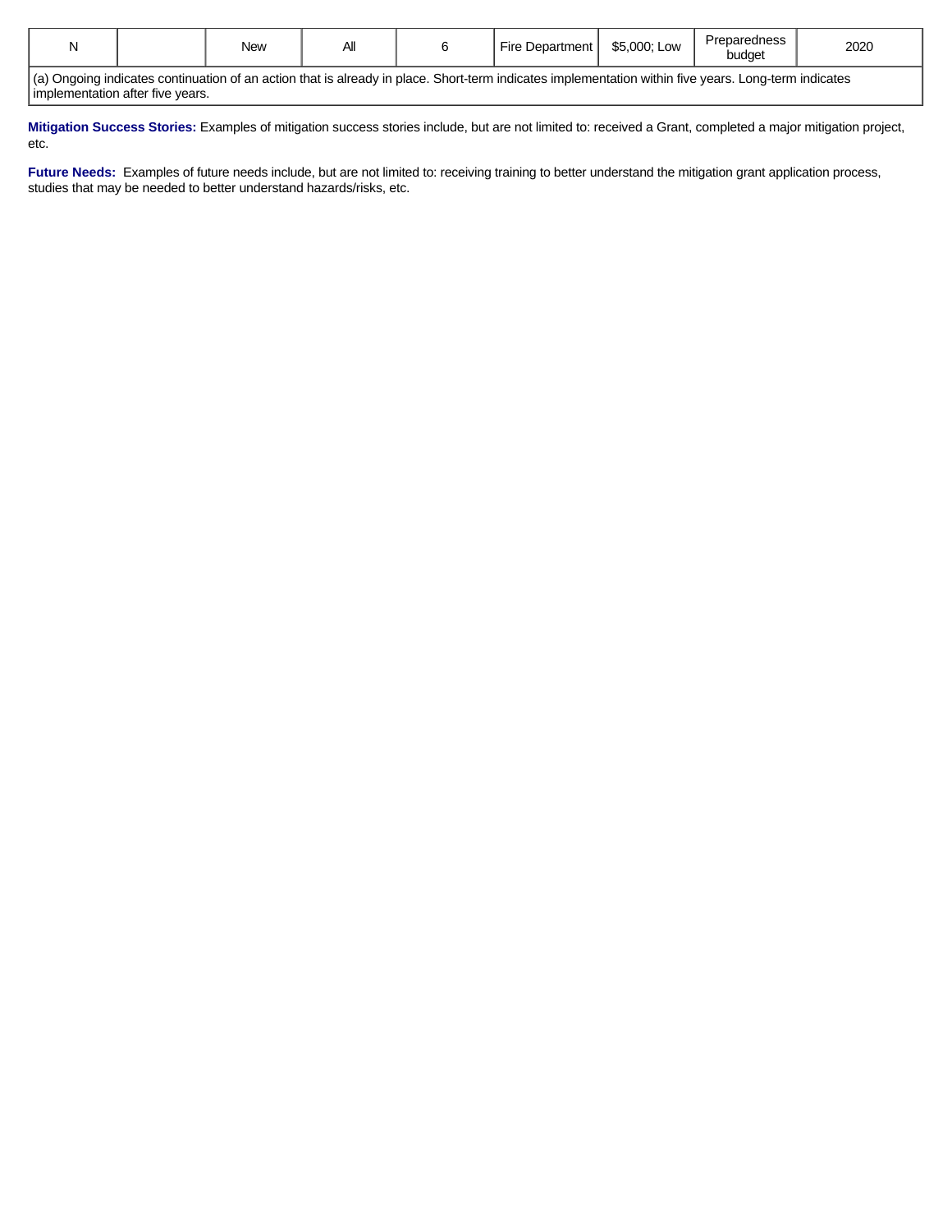| | | | | | | | | |
|---|---|---|---|---|---|---|---|---|
| N | | New | All | 6 | Fire Department | $5,000; Low | Preparedness budget | 2020 |

(a) Ongoing indicates continuation of an action that is already in place. Short-term indicates implementation within five years. Long-term indicates implementation after five years.

**Mitigation Success Stories:** Examples of mitigation success stories include, but are not limited to: received a Grant, completed a major mitigation project, etc.

**Future Needs:** Examples of future needs include, but are not limited to: receiving training to better understand the mitigation grant application process, studies that may be needed to better understand hazards/risks, etc.